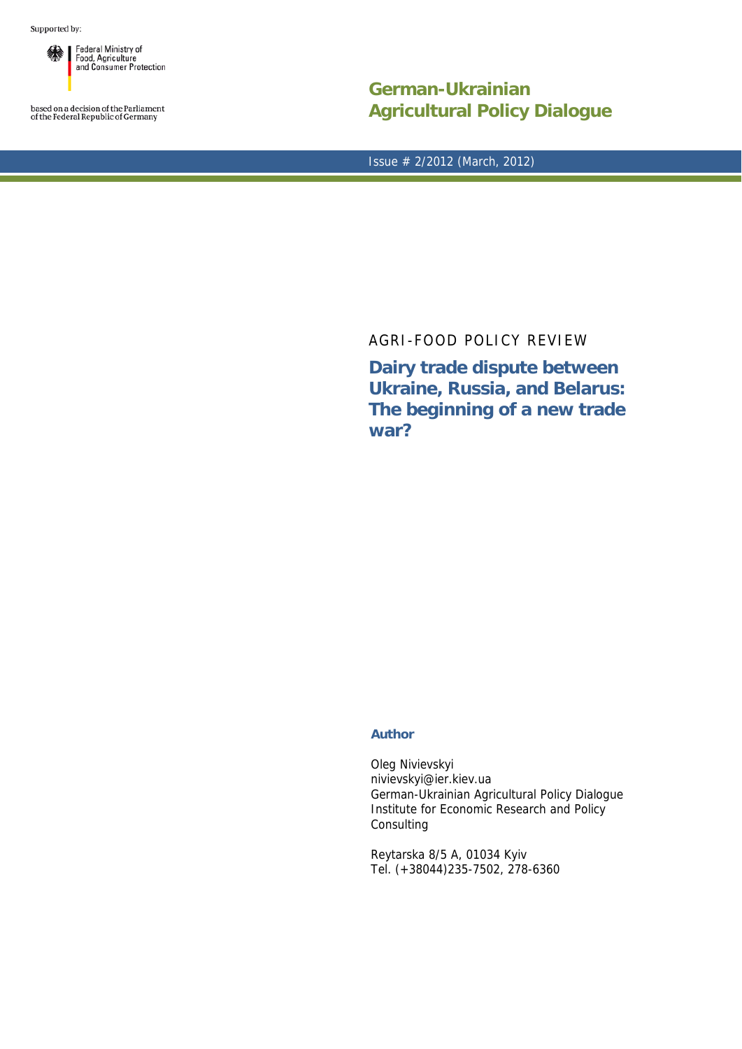Supported by:

Federal Ministry of Food, Agriculture and Consumer Protection

based on a decision of the Parliament of the Federal Republic of Germany

# German-Ukrainian Agricultural Policy Dialogue

Issue # 2/2012 (March, 2012)

AGRI-FOOD POLICY REVIEW

## Dairy trade dispute between Ukraine, Russia, and Belarus: The beginning of a new trade war?

**Author**

Oleg Nivievskyi
nivievskyi@ier.kiev.ua
German-Ukrainian Agricultural Policy Dialogue
Institute for Economic Research and Policy Consulting

Reytarska 8/5 A, 01034 Kyiv
Tel. (+38044)235-7502, 278-6360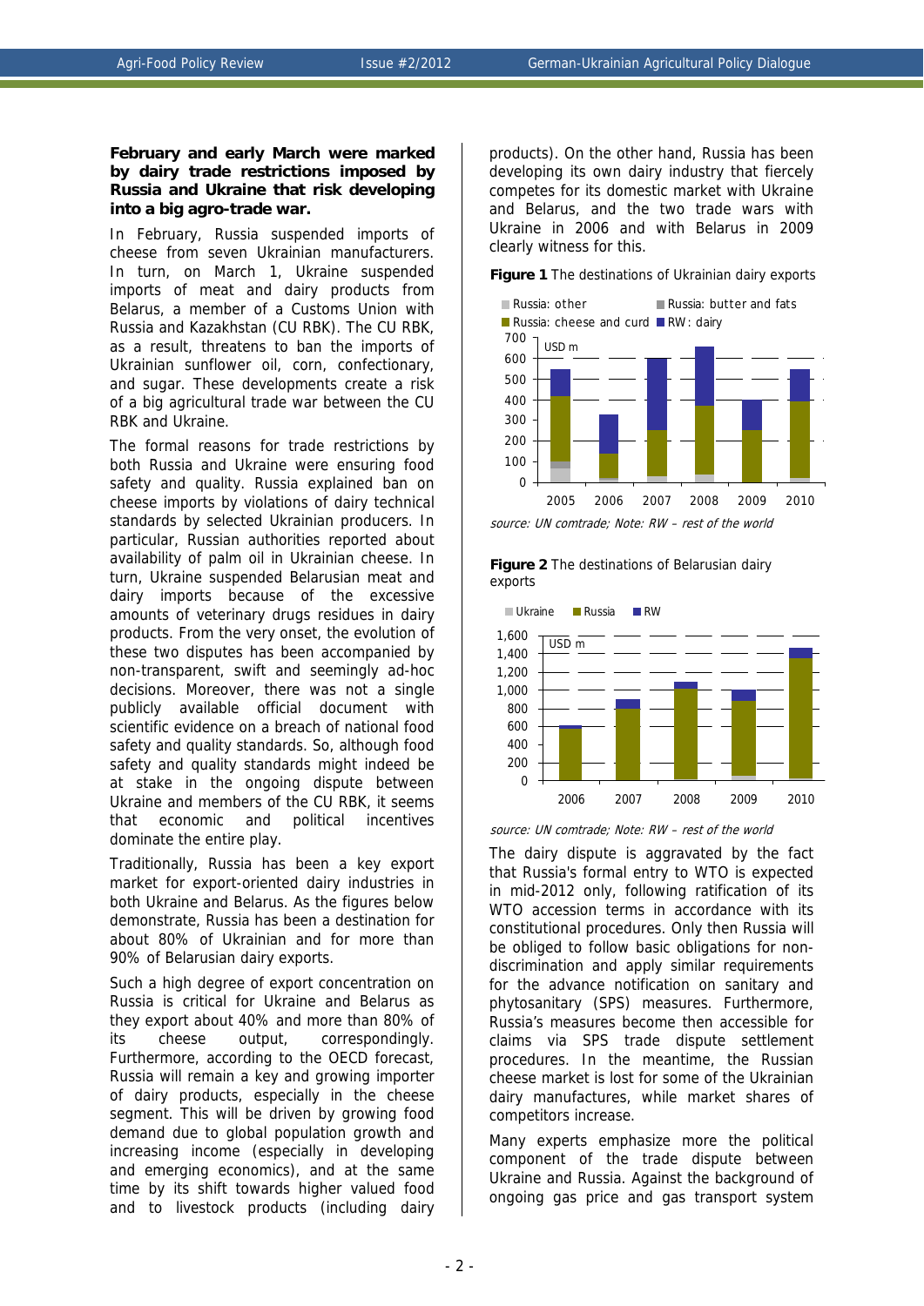**February and early March were marked by dairy trade restrictions imposed by Russia and Ukraine that risk developing into a big agro-trade war.**

In February, Russia suspended imports of cheese from seven Ukrainian manufacturers. In turn, on March 1, Ukraine suspended imports of meat and dairy products from Belarus, a member of a Customs Union with Russia and Kazakhstan (CU RBK). The CU RBK, as a result, threatens to ban the imports of Ukrainian sunflower oil, corn, confectionary, and sugar. These developments create a risk of a big agricultural trade war between the CU RBK and Ukraine.

The formal reasons for trade restrictions by both Russia and Ukraine were ensuring food safety and quality. Russia explained ban on cheese imports by violations of dairy technical standards by selected Ukrainian producers. In particular, Russian authorities reported about availability of palm oil in Ukrainian cheese. In turn, Ukraine suspended Belarusian meat and dairy imports because of the excessive amounts of veterinary drugs residues in dairy products. From the very onset, the evolution of these two disputes has been accompanied by non-transparent, swift and seemingly ad-hoc decisions. Moreover, there was not a single publicly available official document with scientific evidence on a breach of national food safety and quality standards. So, although food safety and quality standards might indeed be at stake in the ongoing dispute between Ukraine and members of the CU RBK, it seems that economic and political incentives dominate the entire play.

Traditionally, Russia has been a key export market for export-oriented dairy industries in both Ukraine and Belarus. As the figures below demonstrate, Russia has been a destination for about 80% of Ukrainian and for more than 90% of Belarusian dairy exports.

Such a high degree of export concentration on Russia is critical for Ukraine and Belarus as they export about 40% and more than 80% of its cheese output, correspondingly. Furthermore, according to the OECD forecast, Russia will remain a key and growing importer of dairy products, especially in the cheese segment. This will be driven by growing food demand due to global population growth and increasing income (especially in developing and emerging economics), and at the same time by its shift towards higher valued food and to livestock products (including dairy products). On the other hand, Russia has been developing its own dairy industry that fiercely competes for its domestic market with Ukraine and Belarus, and the two trade wars with Ukraine in 2006 and with Belarus in 2009 clearly witness for this.

**Figure 1** The destinations of Ukrainian dairy exports

source: UN comtrade; Note: RW – rest of the world

**Figure 2** The destinations of Belarusian dairy exports

source: UN comtrade; Note: RW – rest of the world

The dairy dispute is aggravated by the fact that Russia's formal entry to WTO is expected in mid-2012 only, following ratification of its WTO accession terms in accordance with its constitutional procedures. Only then Russia will be obliged to follow basic obligations for non-discrimination and apply similar requirements for the advance notification on sanitary and phytosanitary (SPS) measures. Furthermore, Russia's measures become then accessible for claims via SPS trade dispute settlement procedures. In the meantime, the Russian cheese market is lost for some of the Ukrainian dairy manufactures, while market shares of competitors increase.

Many experts emphasize more the political component of the trade dispute between Ukraine and Russia. Against the background of ongoing gas price and gas transport system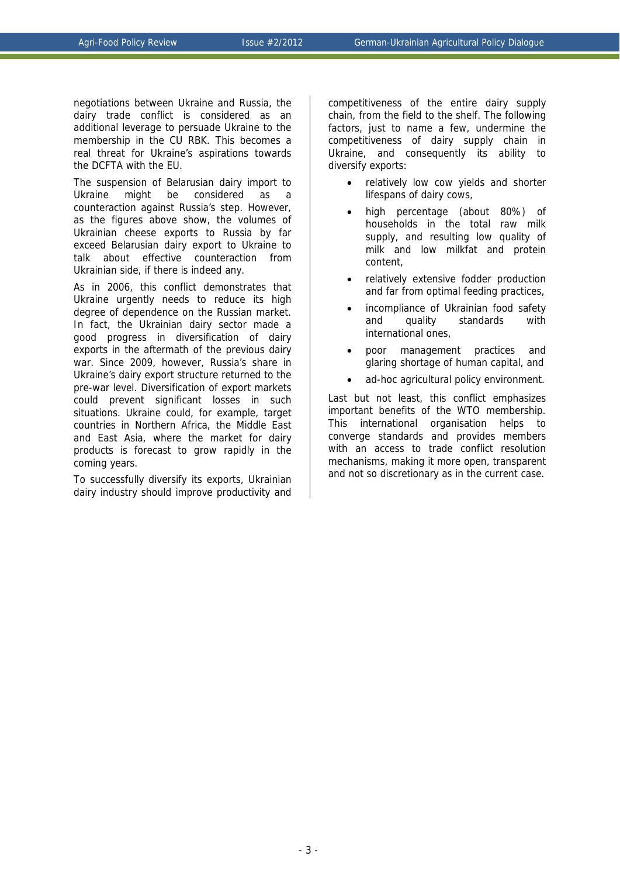negotiations between Ukraine and Russia, the dairy trade conflict is considered as an additional leverage to persuade Ukraine to the membership in the CU RBK. This becomes a real threat for Ukraine's aspirations towards the DCFTA with the EU.

The suspension of Belarusian dairy import to Ukraine might be considered as a counteraction against Russia's step. However, as the figures above show, the volumes of Ukrainian cheese exports to Russia by far exceed Belarusian dairy export to Ukraine to talk about effective counteraction from Ukrainian side, if there is indeed any.

As in 2006, this conflict demonstrates that Ukraine urgently needs to reduce its high degree of dependence on the Russian market. In fact, the Ukrainian dairy sector made a good progress in diversification of dairy exports in the aftermath of the previous dairy war. Since 2009, however, Russia's share in Ukraine's dairy export structure returned to the pre-war level. Diversification of export markets could prevent significant losses in such situations. Ukraine could, for example, target countries in Northern Africa, the Middle East and East Asia, where the market for dairy products is forecast to grow rapidly in the coming years.

To successfully diversify its exports, Ukrainian dairy industry should improve productivity and competitiveness of the entire dairy supply chain, from the field to the shelf. The following factors, just to name a few, undermine the competitiveness of dairy supply chain in Ukraine, and consequently its ability to diversify exports:

- relatively low cow yields and shorter lifespans of dairy cows,
- high percentage (about 80%) of households in the total raw milk supply, and resulting low quality of milk and low milkfat and protein content,
- relatively extensive fodder production and far from optimal feeding practices,
- incompliance of Ukrainian food safety and quality standards with international ones,
- poor management practices and glaring shortage of human capital, and
- ad-hoc agricultural policy environment.

Last but not least, this conflict emphasizes important benefits of the WTO membership. This international organisation helps to converge standards and provides members with an access to trade conflict resolution mechanisms, making it more open, transparent and not so discretionary as in the current case.